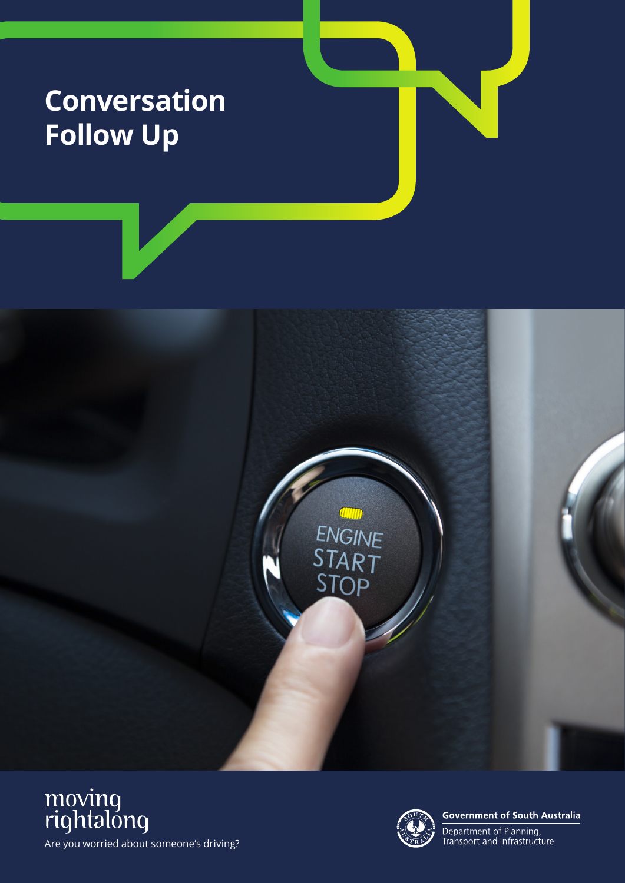# Conversation Follow Up

moving rightalong

Are you worried about someone's driving?

**Government of South Australia**

Department of Planning, Transport and Infrastructure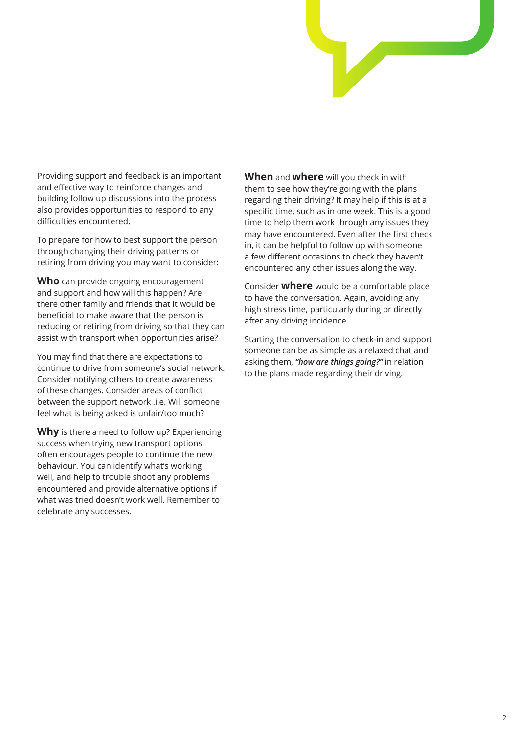Providing support and feedback is an important and effective way to reinforce changes and building follow up discussions into the process also provides opportunities to respond to any difficulties encountered.

To prepare for how to best support the person through changing their driving patterns or retiring from driving you may want to consider:

**Who** can provide ongoing encouragement and support and how will this happen? Are there other family and friends that it would be beneficial to make aware that the person is reducing or retiring from driving so that they can assist with transport when opportunities arise?

You may find that there are expectations to continue to drive from someone's social network. Consider notifying others to create awareness of these changes. Consider areas of conflict between the support network .i.e. Will someone feel what is being asked is unfair/too much?

**Why** is there a need to follow up? Experiencing success when trying new transport options often encourages people to continue the new behaviour. You can identify what's working well, and help to trouble shoot any problems encountered and provide alternative options if what was tried doesn't work well. Remember to celebrate any successes.

**When** and **where** will you check in with them to see how they're going with the plans regarding their driving? It may help if this is at a specific time, such as in one week. This is a good time to help them work through any issues they may have encountered. Even after the first check in, it can be helpful to follow up with someone a few different occasions to check they haven't encountered any other issues along the way.

Consider **where** would be a comfortable place to have the conversation. Again, avoiding any high stress time, particularly during or directly after any driving incidence.

Starting the conversation to check-in and support someone can be as simple as a relaxed chat and asking them, ***"how are things going?"*** in relation to the plans made regarding their driving.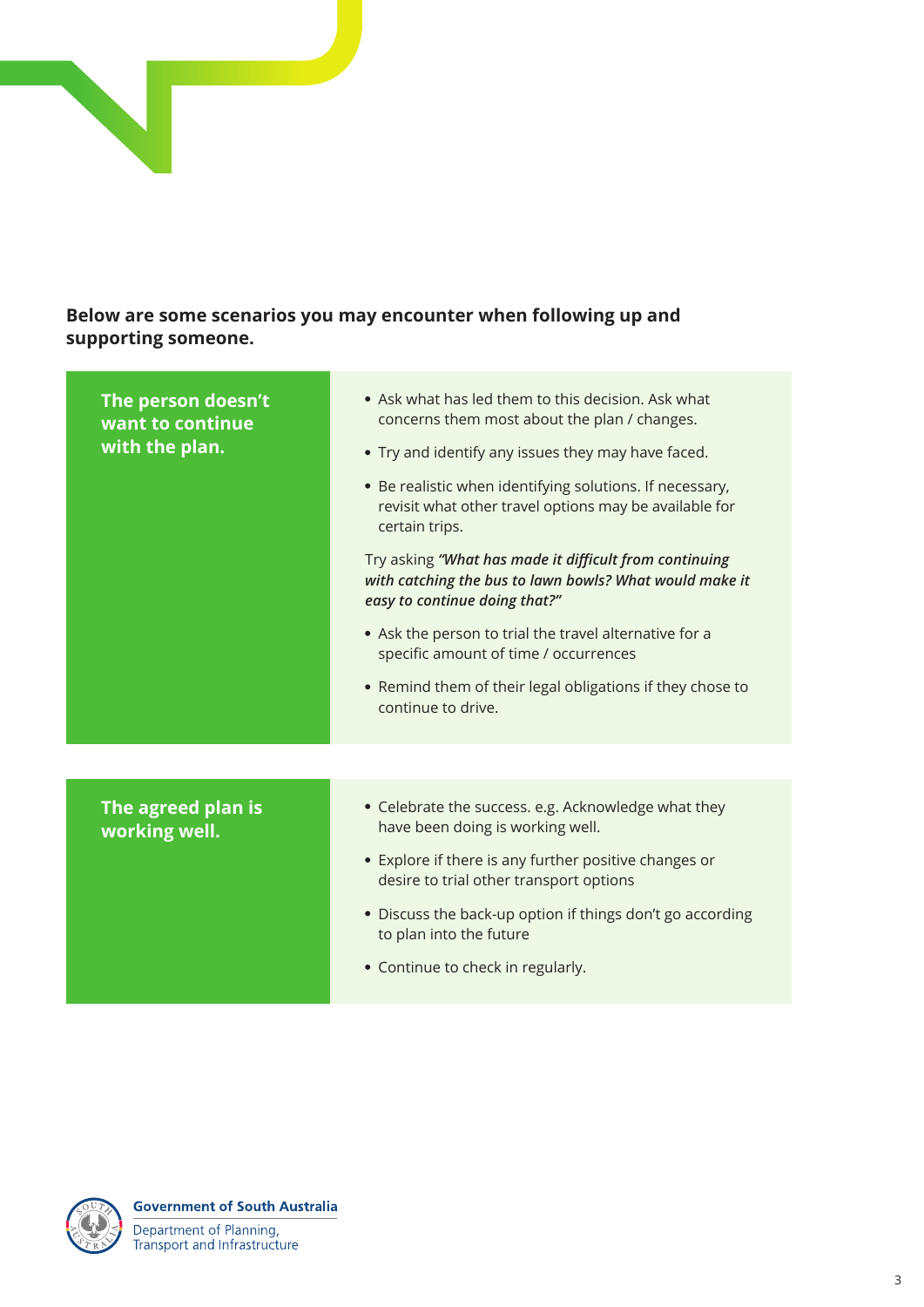**Below are some scenarios you may encounter when following up and supporting someone.**

| | |
|---|---|
| **The person doesn't want to continue with the plan.** | • Ask what has led them to this decision. Ask what concerns them most about the plan / changes.<br>• Try and identify any issues they may have faced.<br>• Be realistic when identifying solutions. If necessary, revisit what other travel options may be available for certain trips.<br><br>Try asking ***"What has made it difficult from continuing with catching the bus to lawn bowls? What would make it easy to continue doing that?"***<br><br>• Ask the person to trial the travel alternative for a specific amount of time / occurrences<br>• Remind them of their legal obligations if they chose to continue to drive. |
| **The agreed plan is working well.** | • Celebrate the success. e.g. Acknowledge what they have been doing is working well.<br>• Explore if there is any further positive changes or desire to trial other transport options<br>• Discuss the back-up option if things don't go according to plan into the future<br>• Continue to check in regularly. |

**Government of South Australia**
Department of Planning, Transport and Infrastructure